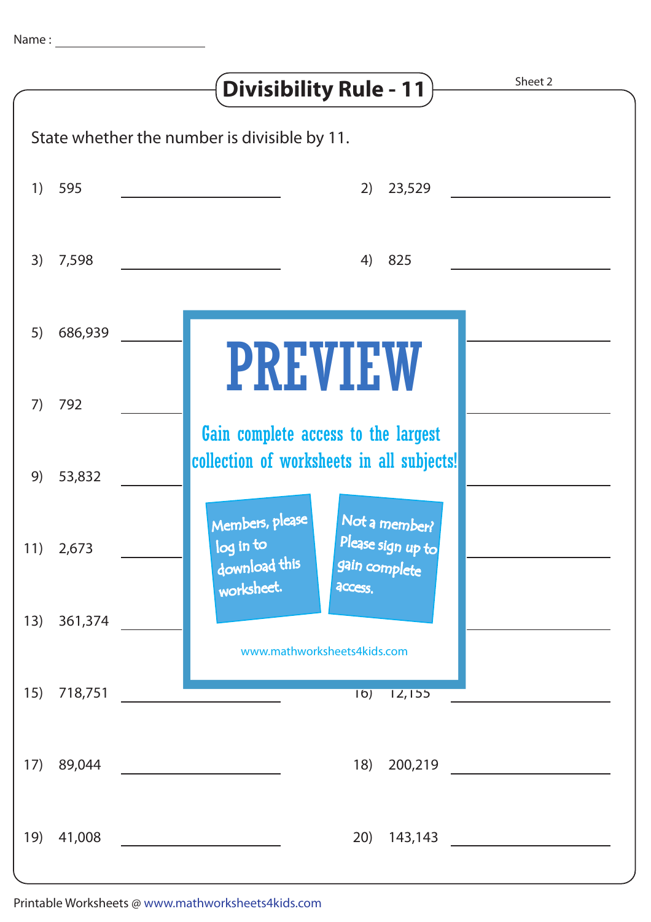Name : ____________________

# Divisibility Rule - 11

Sheet 2

State whether the number is divisible by 11.

1) 595 ____________

2) 23,529 ____________

3) 7,598 ____________

4) 825 ____________

5) 686,939 ____________

7) 792 ____________

9) 53,832 ____________

11) 2,673 ____________

13) 361,374 ____________

15) 718,751 ____________

16) 12,155 ____________

17) 89,044 ____________

18) 200,219 ____________

19) 41,008 ____________

20) 143,143 ____________

PREVIEW

Gain complete access to the largest collection of worksheets in all subjects!

Members, please log in to download this worksheet.

Not a member? Please sign up to gain complete access.

www.mathworksheets4kids.com

Printable Worksheets @ www.mathworksheets4kids.com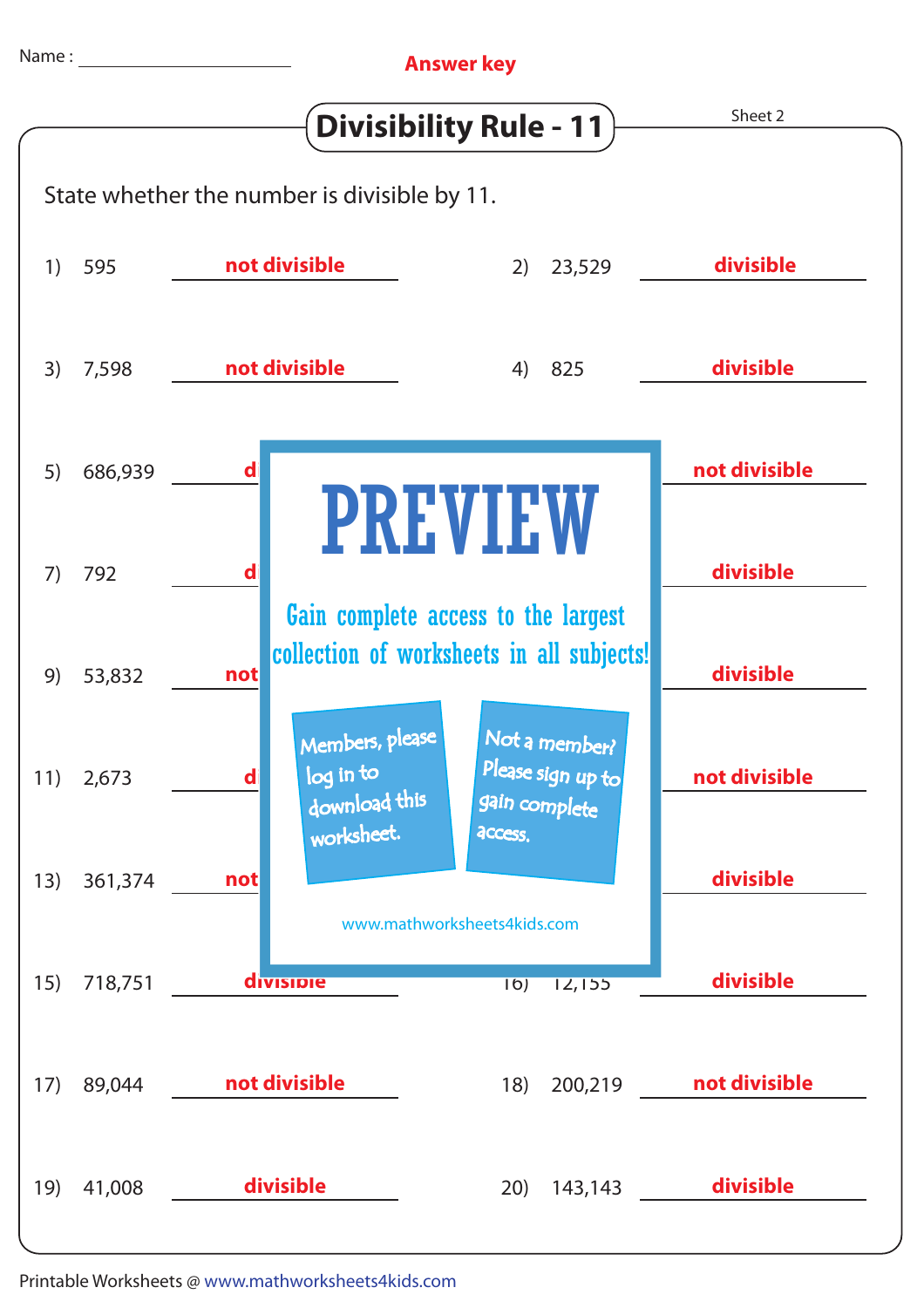Name : ______________________

**Answer key**

# Divisibility Rule - 11

Sheet 2

State whether the number is divisible by 11.

1) 595 **not divisible**

2) 23,529 **divisible**

3) 7,598 **not divisible**

4) 825 **divisible**

5) 686,939 **d**

6) **not divisible**

7) 792 **d**

8) **divisible**

9) 53,832 **not**

10) **divisible**

11) 2,673 **d**

12) **not divisible**

13) 361,374 **not**

14) **divisible**

15) 718,751 **divisible**

16) 12,155 **divisible**

17) 89,044 **not divisible**

18) 200,219 **not divisible**

19) 41,008 **divisible**

20) 143,143 **divisible**

PREVIEW

Gain complete access to the largest collection of worksheets in all subjects!

Members, please log in to download this worksheet.

Not a member? Please sign up to gain complete access.

www.mathworksheets4kids.com

Printable Worksheets @ www.mathworksheets4kids.com